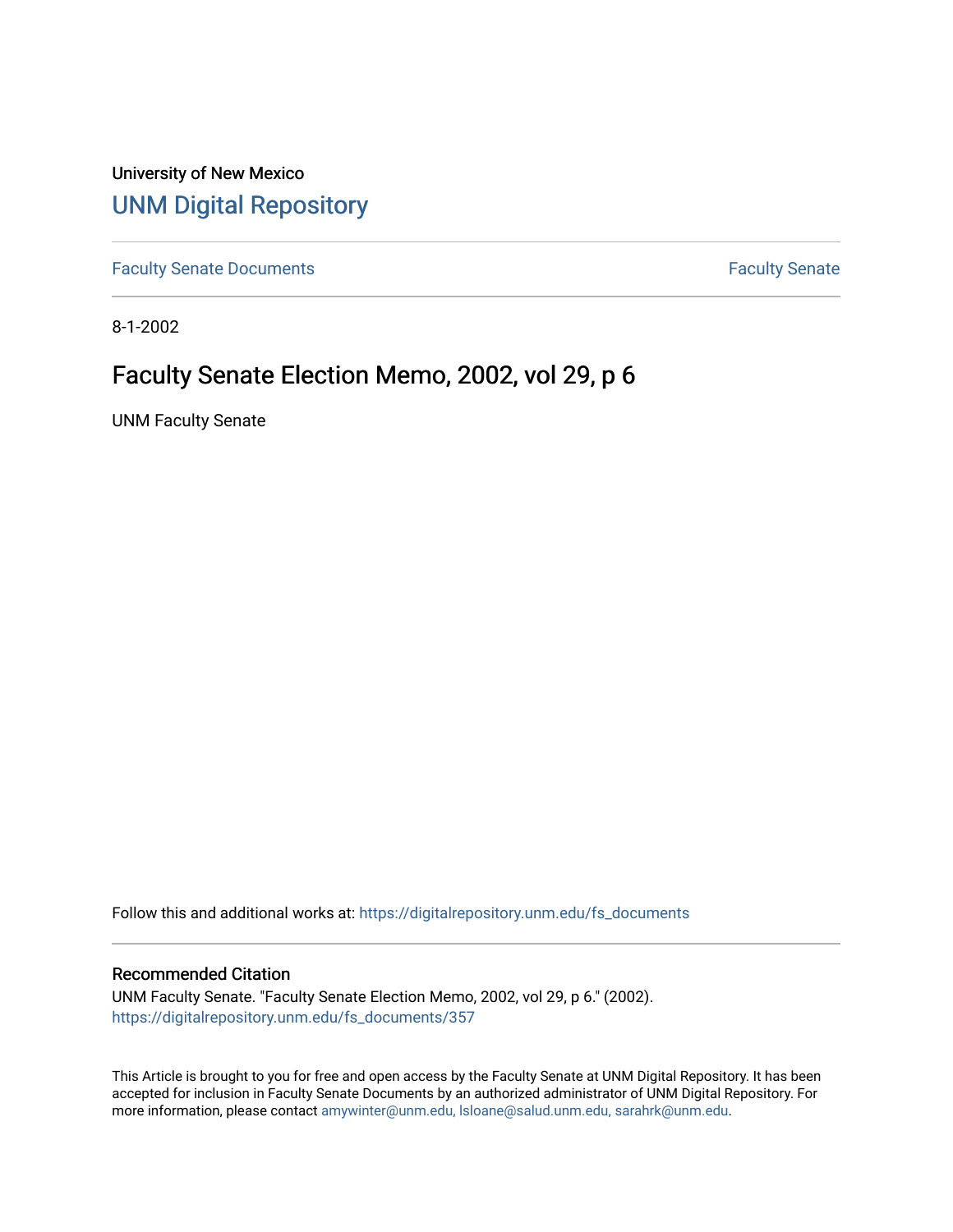University of New Mexico

# UNM Digital Repository

Faculty Senate Documents | Faculty Senate

8-1-2002

## Faculty Senate Election Memo, 2002, vol 29, p 6

UNM Faculty Senate

Follow this and additional works at: https://digitalrepository.unm.edu/fs_documents

### Recommended Citation

UNM Faculty Senate. "Faculty Senate Election Memo, 2002, vol 29, p 6." (2002). https://digitalrepository.unm.edu/fs_documents/357

This Article is brought to you for free and open access by the Faculty Senate at UNM Digital Repository. It has been accepted for inclusion in Faculty Senate Documents by an authorized administrator of UNM Digital Repository. For more information, please contact amywinter@unm.edu, lsloane@salud.unm.edu, sarahrk@unm.edu.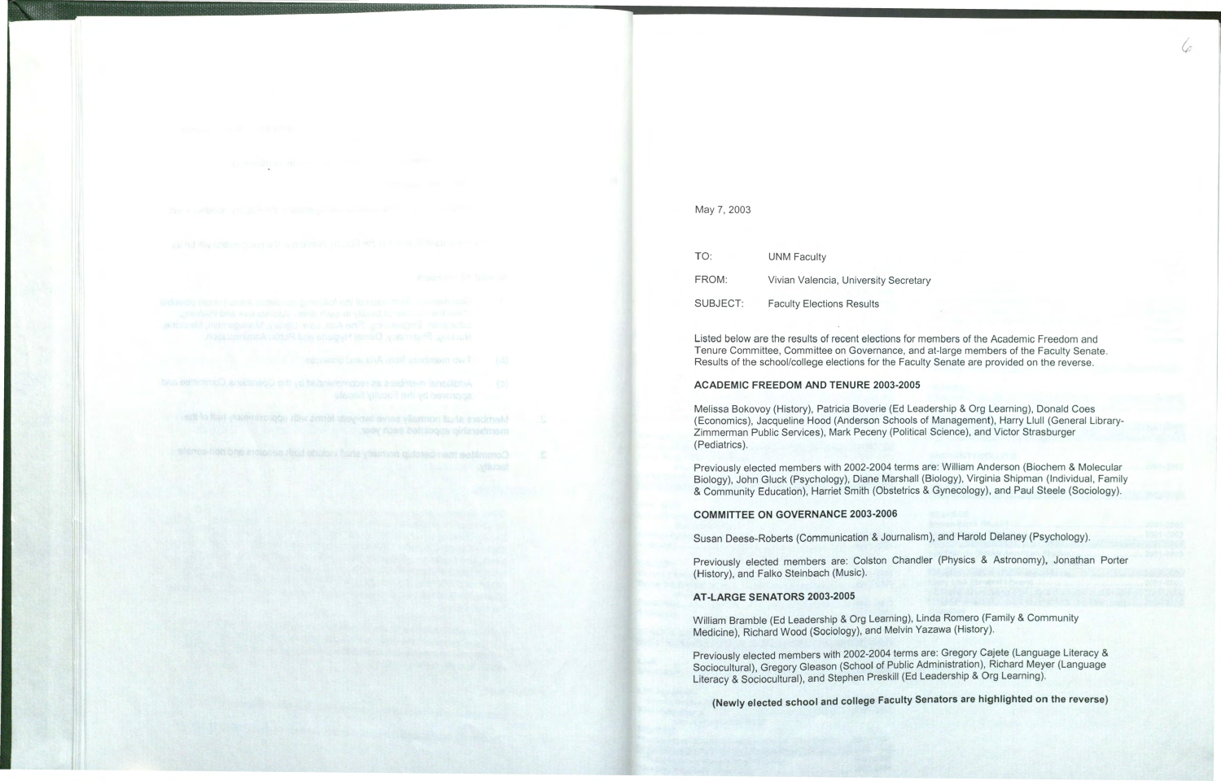May 7, 2003

TO: UNM Faculty

FROM: Vivian Valencia, University Secretary

SUBJECT: Faculty Elections Results

Listed below are the results of recent elections for members of the Academic Freedom and Tenure Committee, Committee on Governance, and at-large members of the Faculty Senate. Results of the school/college elections for the Faculty Senate are provided on the reverse.

**ACADEMIC FREEDOM AND TENURE 2003-2005**

Melissa Bokovoy (History), Patricia Boverie (Ed Leadership & Org Learning), Donald Coes (Economics), Jacqueline Hood (Anderson Schools of Management), Harry Llull (General Library-Zimmerman Public Services), Mark Peceny (Political Science), and Victor Strasburger (Pediatrics).

Previously elected members with 2002-2004 terms are: William Anderson (Biochem & Molecular Biology), John Gluck (Psychology), Diane Marshall (Biology), Virginia Shipman (Individual, Family & Community Education), Harriet Smith (Obstetrics & Gynecology), and Paul Steele (Sociology).

**COMMITTEE ON GOVERNANCE 2003-2006**

Susan Deese-Roberts (Communication & Journalism), and Harold Delaney (Psychology).

Previously elected members are: Colston Chandler (Physics & Astronomy), Jonathan Porter (History), and Falko Steinbach (Music).

**AT-LARGE SENATORS 2003-2005**

William Bramble (Ed Leadership & Org Learning), Linda Romero (Family & Community Medicine), Richard Wood (Sociology), and Melvin Yazawa (History).

Previously elected members with 2002-2004 terms are: Gregory Cajete (Language Literacy & Sociocultural), Gregory Gleason (School of Public Administration), Richard Meyer (Language Literacy & Sociocultural), and Stephen Preskill (Ed Leadership & Org Learning).

**(Newly elected school and college Faculty Senators are highlighted on the reverse)**